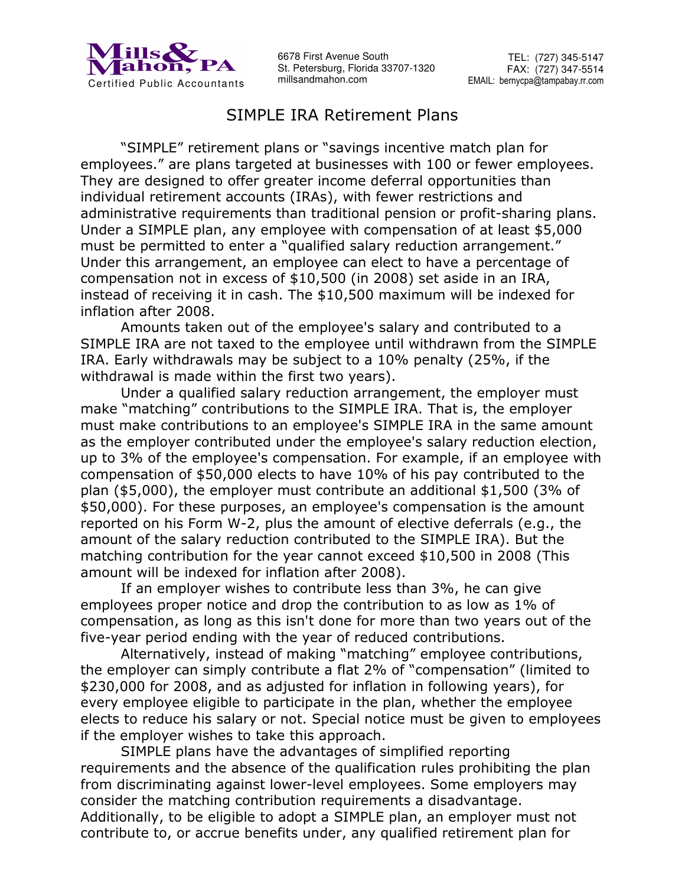Mills & Mahon, PA
Certified Public Accountants

6678 First Avenue South
St. Petersburg, Florida 33707-1320
millsandmahon.com

TEL: (727) 345-5147
FAX: (727) 347-5514
EMAIL: bernycpa@tampabay.rr.com

# SIMPLE IRA Retirement Plans

"SIMPLE" retirement plans or "savings incentive match plan for employees." are plans targeted at businesses with 100 or fewer employees. They are designed to offer greater income deferral opportunities than individual retirement accounts (IRAs), with fewer restrictions and administrative requirements than traditional pension or profit-sharing plans. Under a SIMPLE plan, any employee with compensation of at least $5,000 must be permitted to enter a "qualified salary reduction arrangement." Under this arrangement, an employee can elect to have a percentage of compensation not in excess of $10,500 (in 2008) set aside in an IRA, instead of receiving it in cash. The $10,500 maximum will be indexed for inflation after 2008.

Amounts taken out of the employee's salary and contributed to a SIMPLE IRA are not taxed to the employee until withdrawn from the SIMPLE IRA. Early withdrawals may be subject to a 10% penalty (25%, if the withdrawal is made within the first two years).

Under a qualified salary reduction arrangement, the employer must make "matching" contributions to the SIMPLE IRA. That is, the employer must make contributions to an employee's SIMPLE IRA in the same amount as the employer contributed under the employee's salary reduction election, up to 3% of the employee's compensation. For example, if an employee with compensation of $50,000 elects to have 10% of his pay contributed to the plan ($5,000), the employer must contribute an additional $1,500 (3% of $50,000). For these purposes, an employee's compensation is the amount reported on his Form W-2, plus the amount of elective deferrals (e.g., the amount of the salary reduction contributed to the SIMPLE IRA). But the matching contribution for the year cannot exceed $10,500 in 2008 (This amount will be indexed for inflation after 2008).

If an employer wishes to contribute less than 3%, he can give employees proper notice and drop the contribution to as low as 1% of compensation, as long as this isn't done for more than two years out of the five-year period ending with the year of reduced contributions.

Alternatively, instead of making "matching" employee contributions, the employer can simply contribute a flat 2% of "compensation" (limited to $230,000 for 2008, and as adjusted for inflation in following years), for every employee eligible to participate in the plan, whether the employee elects to reduce his salary or not. Special notice must be given to employees if the employer wishes to take this approach.

SIMPLE plans have the advantages of simplified reporting requirements and the absence of the qualification rules prohibiting the plan from discriminating against lower-level employees. Some employers may consider the matching contribution requirements a disadvantage. Additionally, to be eligible to adopt a SIMPLE plan, an employer must not contribute to, or accrue benefits under, any qualified retirement plan for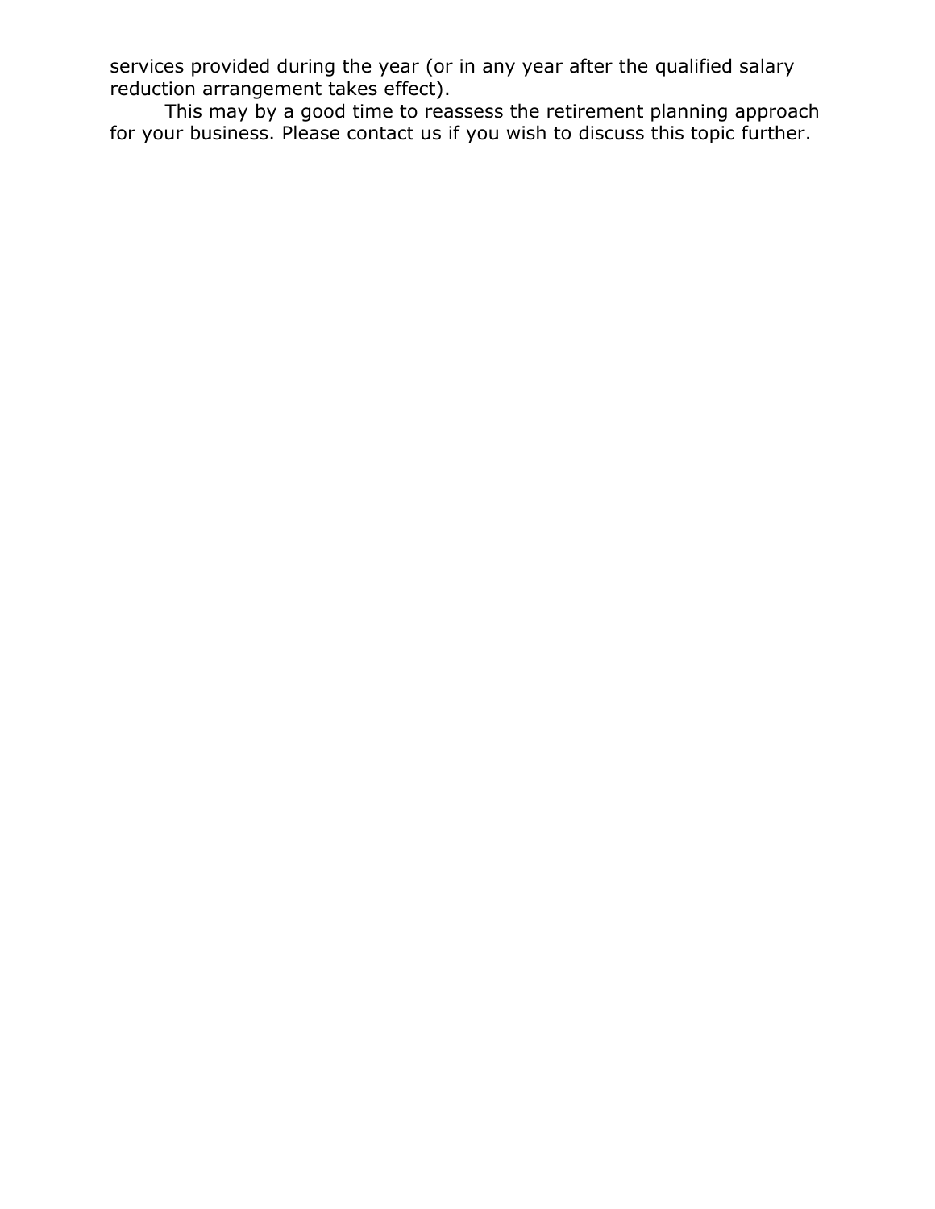services provided during the year (or in any year after the qualified salary reduction arrangement takes effect).

This may by a good time to reassess the retirement planning approach for your business. Please contact us if you wish to discuss this topic further.